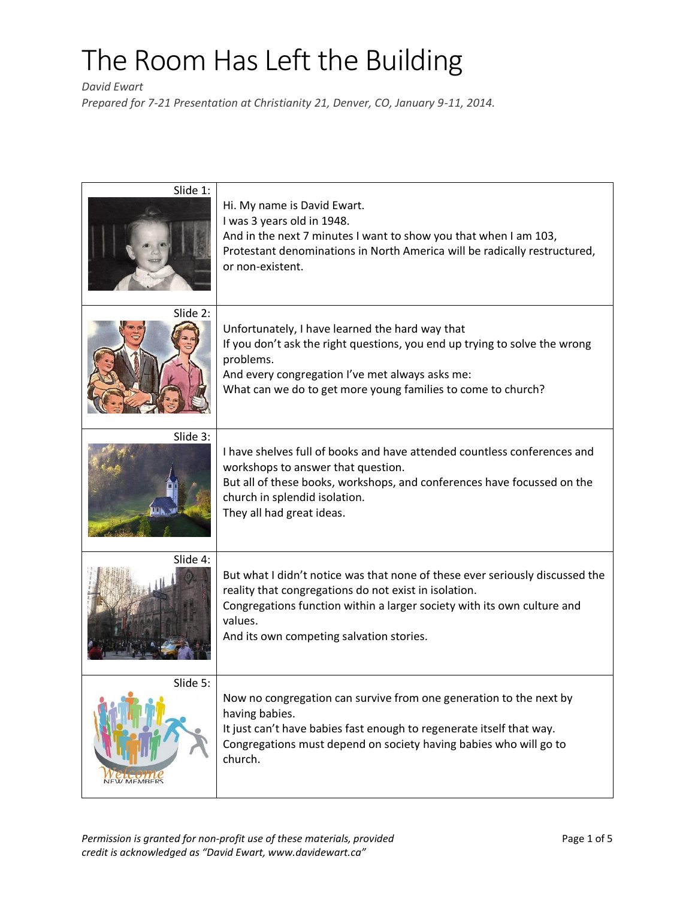# The Room Has Left the Building

*David Ewart*

*Prepared for 7-21 Presentation at Christianity 21, Denver, CO, January 9-11, 2014.*

| Slide | Text |
|---|---|
| Slide 1: | Hi. My name is David Ewart.<br>I was 3 years old in 1948.<br>And in the next 7 minutes I want to show you that when I am 103, Protestant denominations in North America will be radically restructured, or non-existent. |
| Slide 2: | Unfortunately, I have learned the hard way that<br>If you don't ask the right questions, you end up trying to solve the wrong problems.<br>And every congregation I've met always asks me:<br>What can we do to get more young families to come to church? |
| Slide 3: | I have shelves full of books and have attended countless conferences and workshops to answer that question.<br>But all of these books, workshops, and conferences have focussed on the church in splendid isolation.<br>They all had great ideas. |
| Slide 4: | But what I didn't notice was that none of these ever seriously discussed the reality that congregations do not exist in isolation.<br>Congregations function within a larger society with its own culture and values.<br>And its own competing salvation stories. |
| Slide 5: | Now no congregation can survive from one generation to the next by having babies.<br>It just can't have babies fast enough to regenerate itself that way.<br>Congregations must depend on society having babies who will go to church. |

*Permission is granted for non-profit use of these materials, provided credit is acknowledged as "David Ewart, www.davidewart.ca"*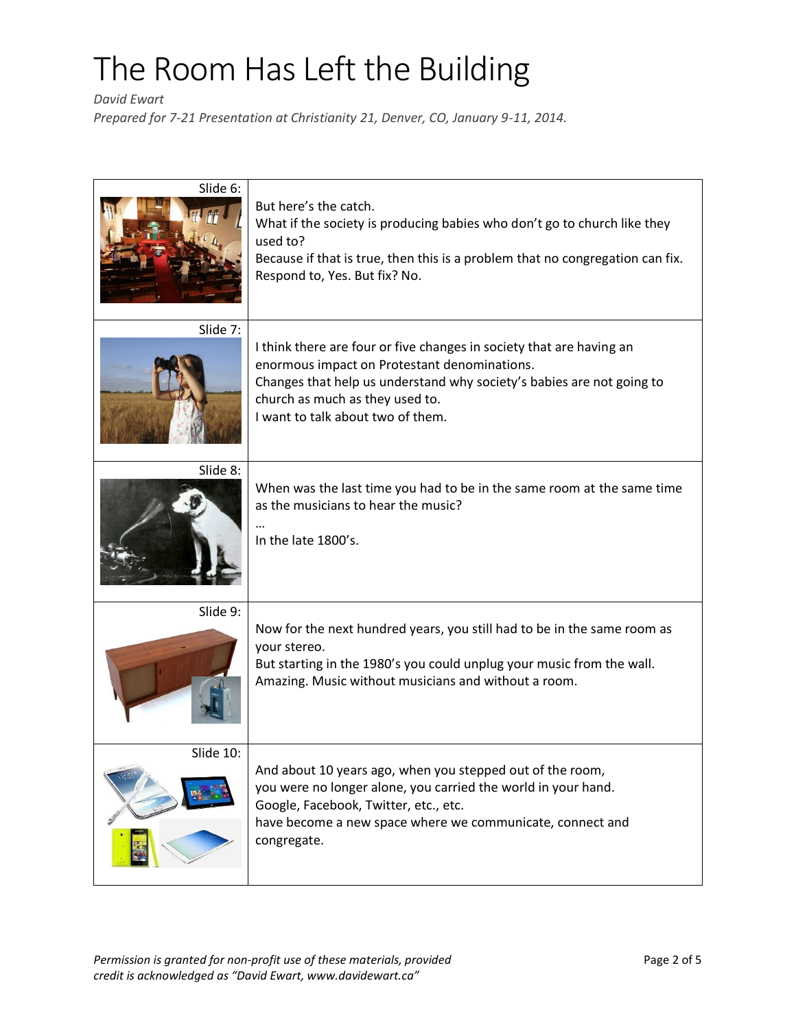# The Room Has Left the Building

*David Ewart*

*Prepared for 7-21 Presentation at Christianity 21, Denver, CO, January 9-11, 2014.*

| Slide | Notes |
|---|---|
| Slide 6: | But here's the catch.<br>What if the society is producing babies who don't go to church like they used to?<br>Because if that is true, then this is a problem that no congregation can fix.<br>Respond to, Yes. But fix? No. |
| Slide 7: | I think there are four or five changes in society that are having an enormous impact on Protestant denominations.<br>Changes that help us understand why society's babies are not going to church as much as they used to.<br>I want to talk about two of them. |
| Slide 8: | When was the last time you had to be in the same room at the same time as the musicians to hear the music?<br>…<br>In the late 1800's. |
| Slide 9: | Now for the next hundred years, you still had to be in the same room as your stereo.<br>But starting in the 1980's you could unplug your music from the wall.<br>Amazing. Music without musicians and without a room. |
| Slide 10: | And about 10 years ago, when you stepped out of the room,<br>you were no longer alone, you carried the world in your hand.<br>Google, Facebook, Twitter, etc., etc.<br>have become a new space where we communicate, connect and congregate. |

*Permission is granted for non-profit use of these materials, provided credit is acknowledged as "David Ewart, www.davidewart.ca"*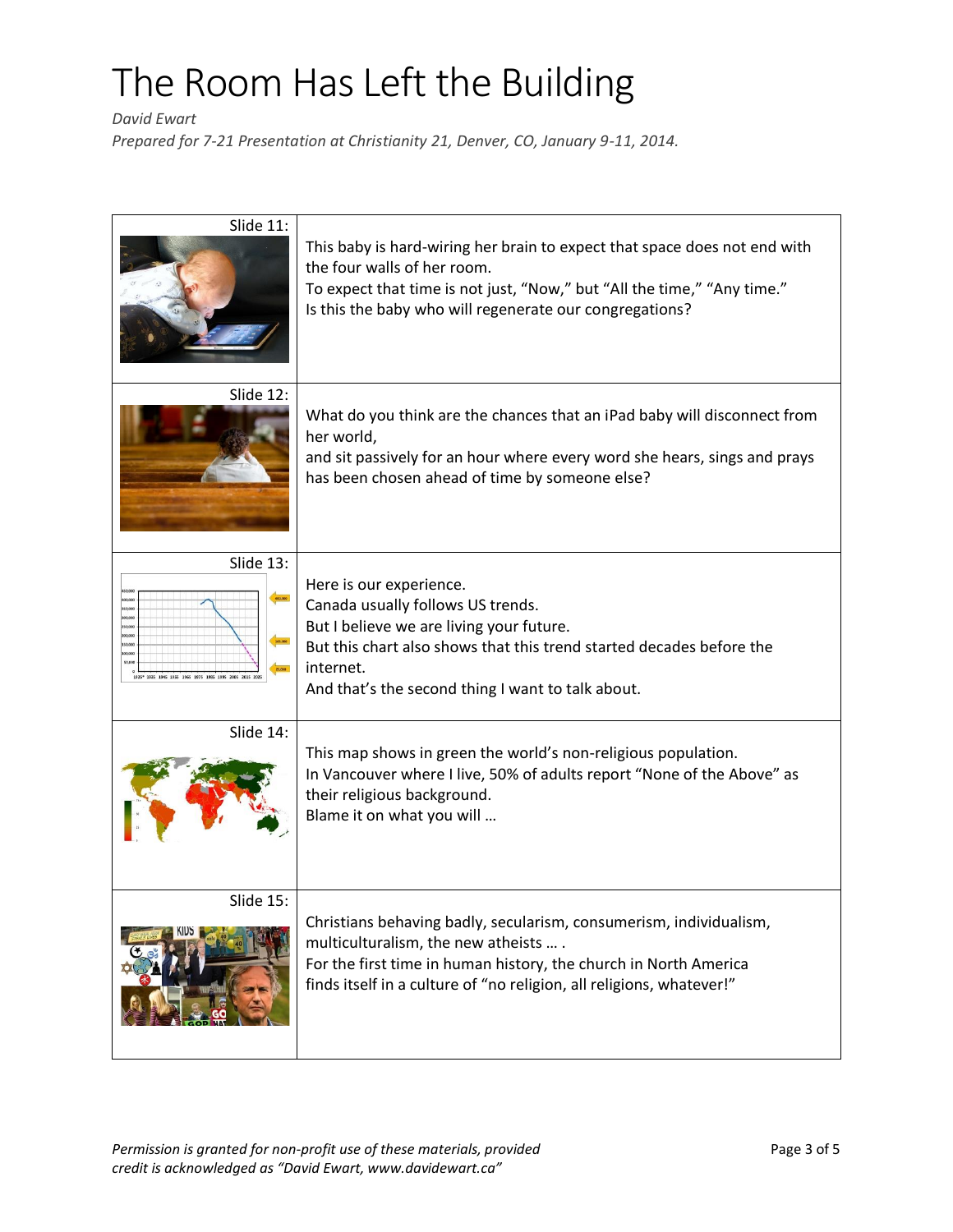# The Room Has Left the Building

*David Ewart*

*Prepared for 7-21 Presentation at Christianity 21, Denver, CO, January 9-11, 2014.*

| | |
|---|---|
| Slide 11: | This baby is hard-wiring her brain to expect that space does not end with the four walls of her room.<br>To expect that time is not just, "Now," but "All the time," "Any time."<br>Is this the baby who will regenerate our congregations? |
| Slide 12: | What do you think are the chances that an iPad baby will disconnect from her world,<br>and sit passively for an hour where every word she hears, sings and prays has been chosen ahead of time by someone else? |
| Slide 13: | Here is our experience.<br>Canada usually follows US trends.<br>But I believe we are living your future.<br>But this chart also shows that this trend started decades before the internet.<br>And that's the second thing I want to talk about. |
| Slide 14: | This map shows in green the world's non-religious population.<br>In Vancouver where I live, 50% of adults report "None of the Above" as their religious background.<br>Blame it on what you will … |
| Slide 15: | Christians behaving badly, secularism, consumerism, individualism, multiculturalism, the new atheists … .<br>For the first time in human history, the church in North America finds itself in a culture of "no religion, all religions, whatever!" |

*Permission is granted for non-profit use of these materials, provided credit is acknowledged as "David Ewart, www.davidewart.ca"*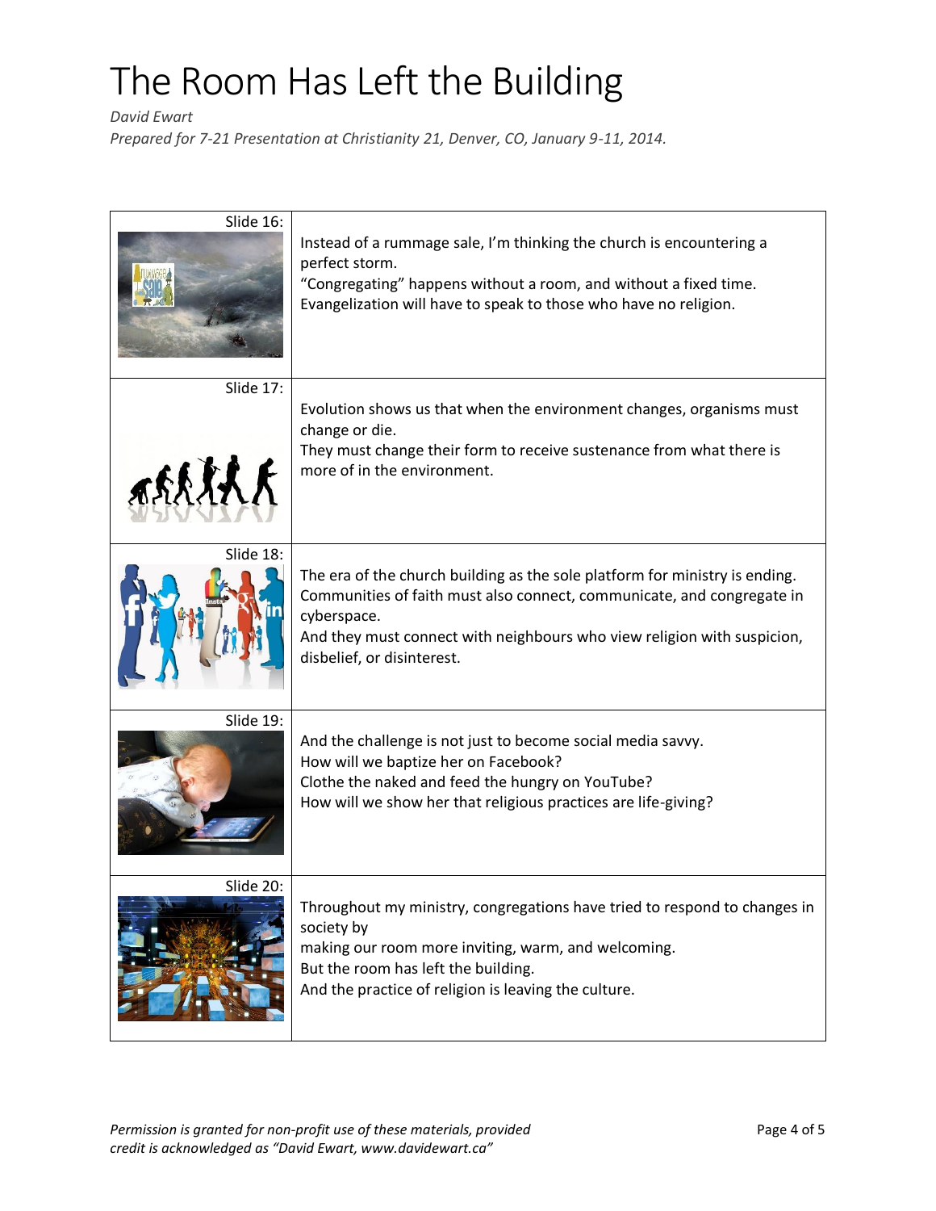# The Room Has Left the Building

*David Ewart*

*Prepared for 7-21 Presentation at Christianity 21, Denver, CO, January 9-11, 2014.*

| Slide | Notes |
|---|---|
| Slide 16: | Instead of a rummage sale, I'm thinking the church is encountering a perfect storm.<br>"Congregating" happens without a room, and without a fixed time.<br>Evangelization will have to speak to those who have no religion. |
| Slide 17: | Evolution shows us that when the environment changes, organisms must change or die.<br>They must change their form to receive sustenance from what there is more of in the environment. |
| Slide 18: | The era of the church building as the sole platform for ministry is ending.<br>Communities of faith must also connect, communicate, and congregate in cyberspace.<br>And they must connect with neighbours who view religion with suspicion, disbelief, or disinterest. |
| Slide 19: | And the challenge is not just to become social media savvy.<br>How will we baptize her on Facebook?<br>Clothe the naked and feed the hungry on YouTube?<br>How will we show her that religious practices are life-giving? |
| Slide 20: | Throughout my ministry, congregations have tried to respond to changes in society by<br>making our room more inviting, warm, and welcoming.<br>But the room has left the building.<br>And the practice of religion is leaving the culture. |

*Permission is granted for non-profit use of these materials, provided credit is acknowledged as "David Ewart, www.davidewart.ca"*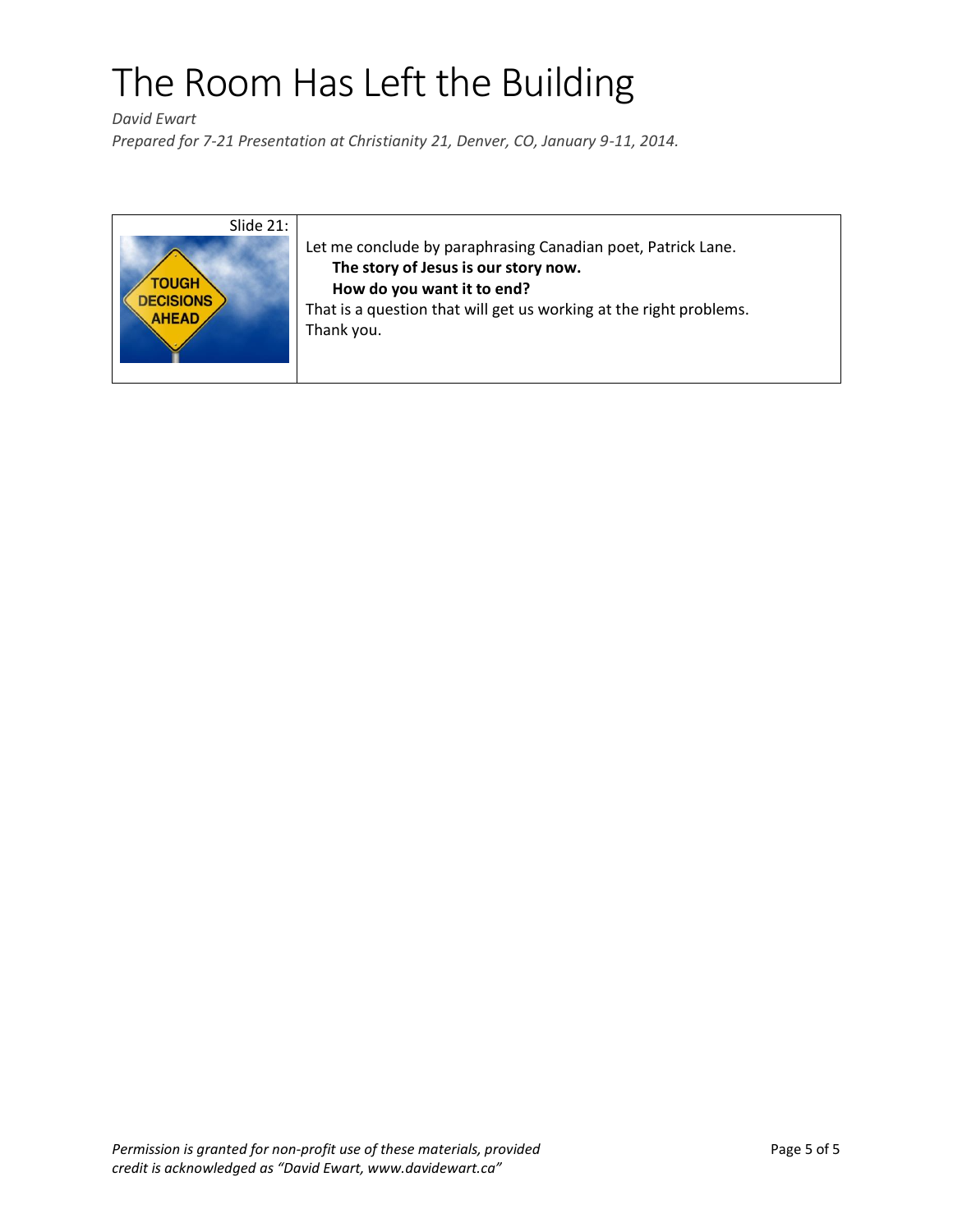# The Room Has Left the Building

*David Ewart*

*Prepared for 7-21 Presentation at Christianity 21, Denver, CO, January 9-11, 2014.*

| | |
|---|---|
| Slide 21: TOUGH DECISIONS AHEAD | Let me conclude by paraphrasing Canadian poet, Patrick Lane.<br>**The story of Jesus is our story now.**<br>**How do you want it to end?**<br>That is a question that will get us working at the right problems.<br>Thank you. |

*Permission is granted for non-profit use of these materials, provided credit is acknowledged as "David Ewart, www.davidewart.ca"*